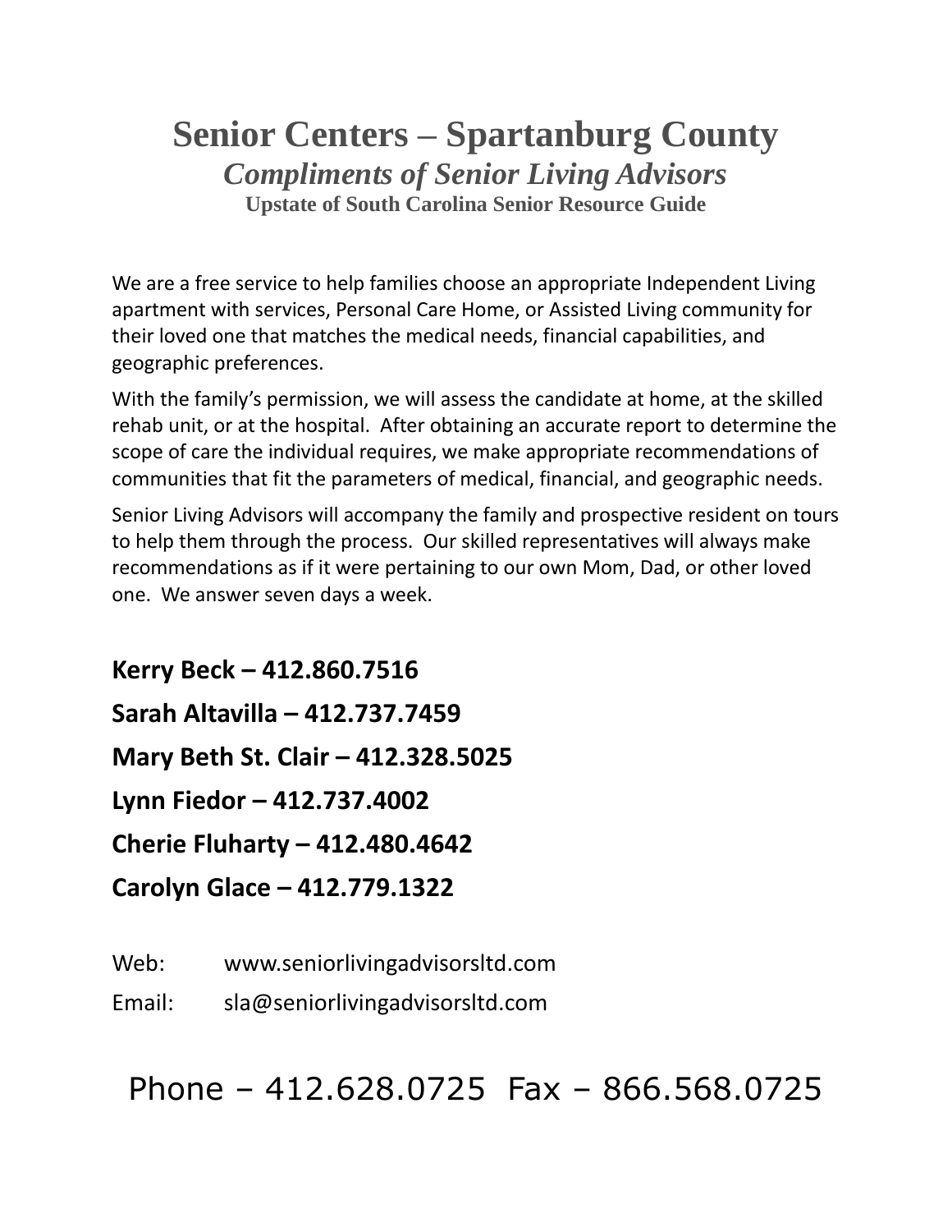# Senior Centers – Spartanburg County

## *Compliments of Senior Living Advisors*

### Upstate of South Carolina Senior Resource Guide

We are a free service to help families choose an appropriate Independent Living apartment with services, Personal Care Home, or Assisted Living community for their loved one that matches the medical needs, financial capabilities, and geographic preferences.

With the family's permission, we will assess the candidate at home, at the skilled rehab unit, or at the hospital. After obtaining an accurate report to determine the scope of care the individual requires, we make appropriate recommendations of communities that fit the parameters of medical, financial, and geographic needs.

Senior Living Advisors will accompany the family and prospective resident on tours to help them through the process. Our skilled representatives will always make recommendations as if it were pertaining to our own Mom, Dad, or other loved one. We answer seven days a week.

**Kerry Beck – 412.860.7516**

**Sarah Altavilla – 412.737.7459**

**Mary Beth St. Clair – 412.328.5025**

**Lynn Fiedor – 412.737.4002**

**Cherie Fluharty – 412.480.4642**

**Carolyn Glace – 412.779.1322**

Web: www.seniorlivingadvisorsltd.com

Email: sla@seniorlivingadvisorsltd.com

Phone – 412.628.0725 Fax – 866.568.0725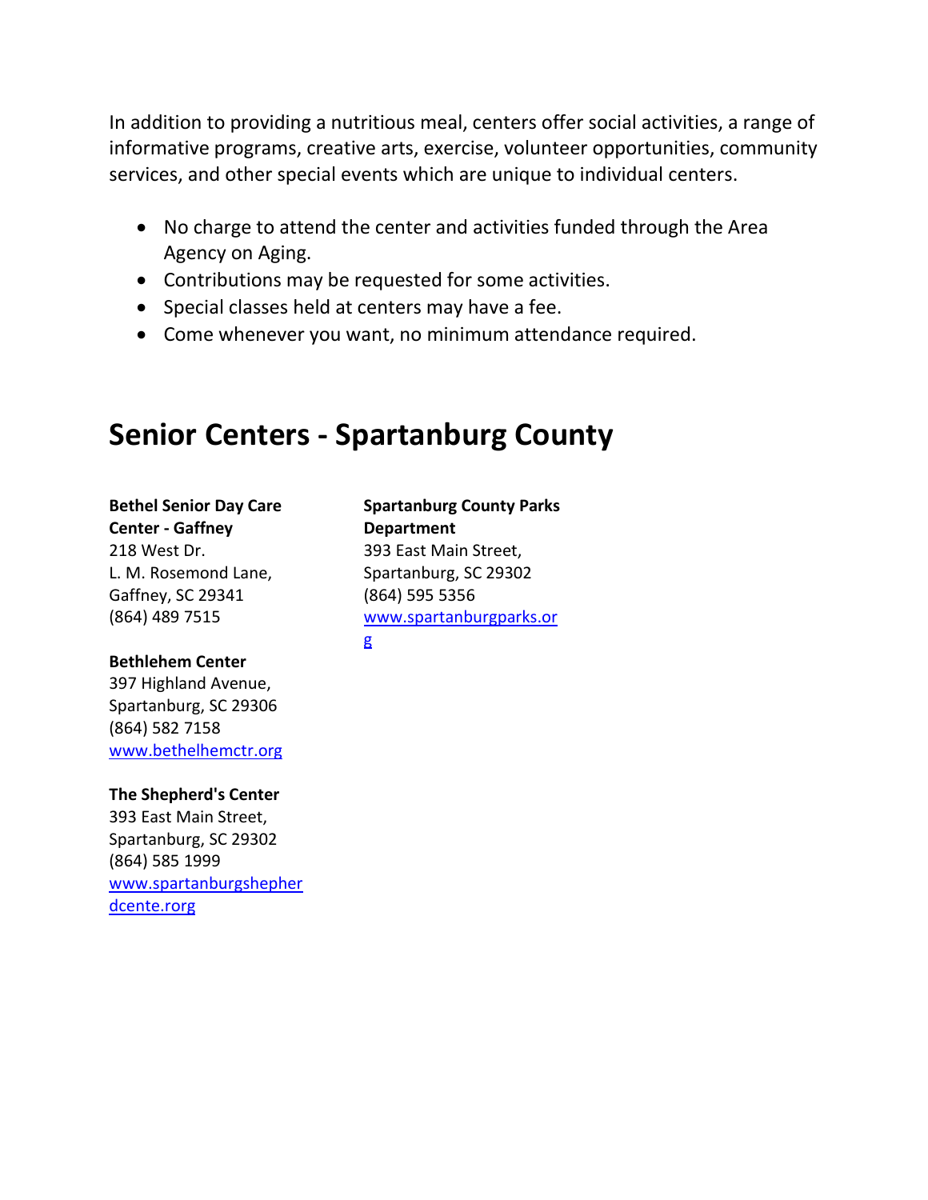In addition to providing a nutritious meal, centers offer social activities, a range of informative programs, creative arts, exercise, volunteer opportunities, community services, and other special events which are unique to individual centers.

- No charge to attend the center and activities funded through the Area Agency on Aging.
- Contributions may be requested for some activities.
- Special classes held at centers may have a fee.
- Come whenever you want, no minimum attendance required.

# Senior Centers - Spartanburg County

**Bethel Senior Day Care Center - Gaffney**
218 West Dr.
L. M. Rosemond Lane,
Gaffney, SC 29341
(864) 489 7515

**Bethlehem Center**
397 Highland Avenue,
Spartanburg, SC 29306
(864) 582 7158
www.bethelhemctr.org

**The Shepherd's Center**
393 East Main Street,
Spartanburg, SC 29302
(864) 585 1999
www.spartanburgshepherdcente.rorg

**Spartanburg County Parks Department**
393 East Main Street,
Spartanburg, SC 29302
(864) 595 5356
www.spartanburgparks.org